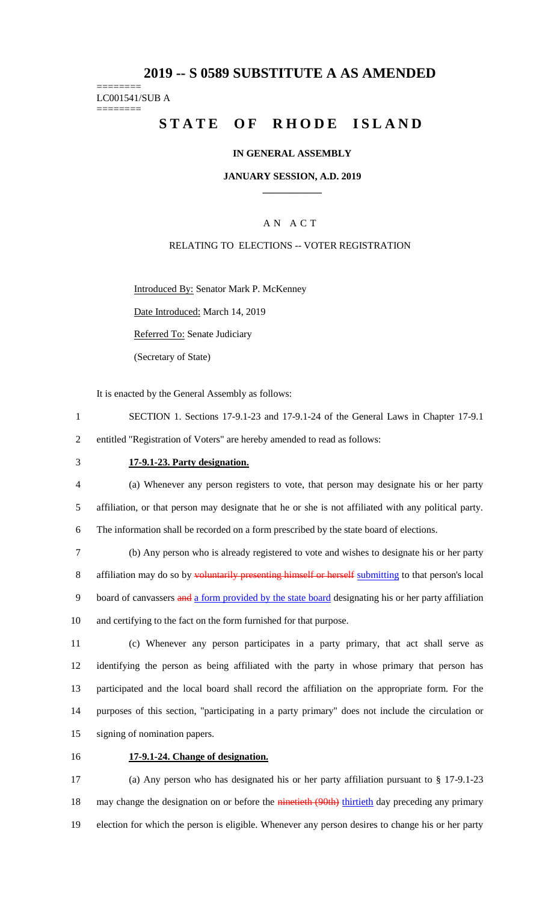# 2019 -- S 0589 SUBSTITUTE A AS AMENDED

========
LC001541/SUB A
========

# STATE OF RHODE ISLAND

## IN GENERAL ASSEMBLY

### JANUARY SESSION, A.D. 2019

AN ACT

RELATING TO ELECTIONS -- VOTER REGISTRATION

Introduced By: Senator Mark P. McKenney

Date Introduced: March 14, 2019

Referred To: Senate Judiciary

(Secretary of State)

It is enacted by the General Assembly as follows:

1 SECTION 1. Sections 17-9.1-23 and 17-9.1-24 of the General Laws in Chapter 17-9.1
2 entitled "Registration of Voters" are hereby amended to read as follows:

3 **17-9.1-23. Party designation.**

4 (a) Whenever any person registers to vote, that person may designate his or her party
5 affiliation, or that person may designate that he or she is not affiliated with any political party.
6 The information shall be recorded on a form prescribed by the state board of elections.

7 (b) Any person who is already registered to vote and wishes to designate his or her party
8 affiliation may do so by ~~voluntarily presenting himself or herself~~ submitting to that person's local
9 board of canvassers ~~and~~ a form provided by the state board designating his or her party affiliation
10 and certifying to the fact on the form furnished for that purpose.

11 (c) Whenever any person participates in a party primary, that act shall serve as
12 identifying the person as being affiliated with the party in whose primary that person has
13 participated and the local board shall record the affiliation on the appropriate form. For the
14 purposes of this section, "participating in a party primary" does not include the circulation or
15 signing of nomination papers.

16 **17-9.1-24. Change of designation.**

17 (a) Any person who has designated his or her party affiliation pursuant to § 17-9.1-23
18 may change the designation on or before the ~~ninetieth (90th)~~ thirtieth day preceding any primary
19 election for which the person is eligible. Whenever any person desires to change his or her party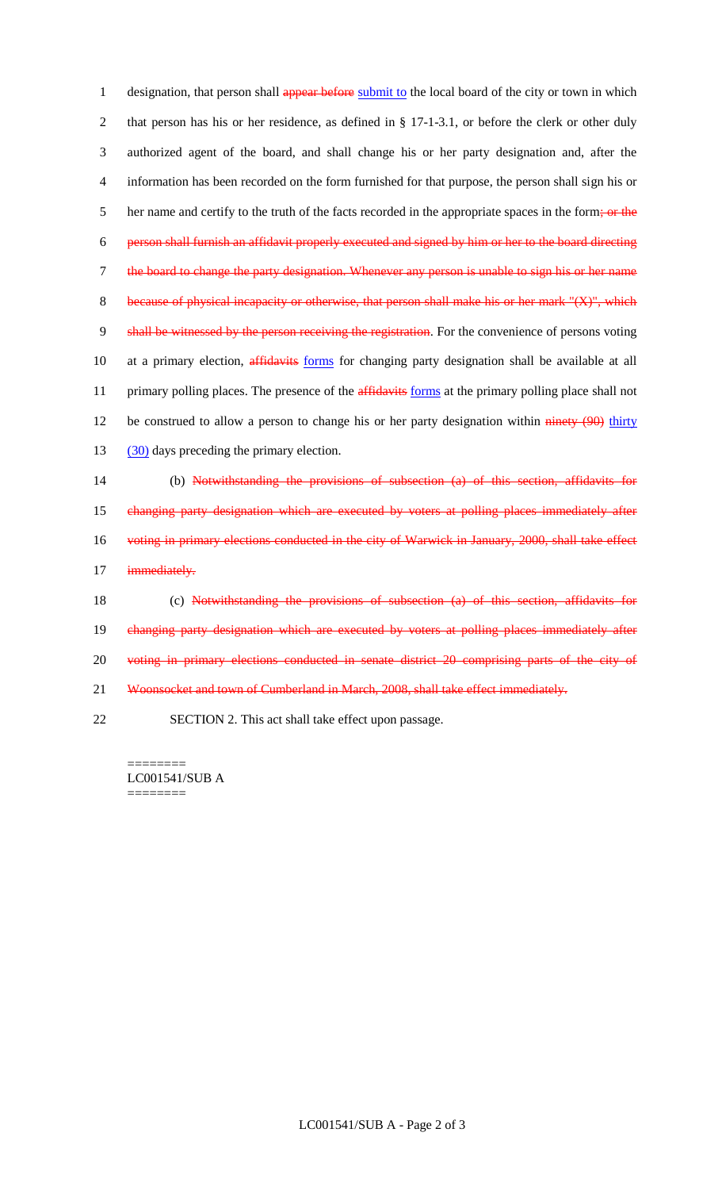1 designation, that person shall ~~appear before~~ <u>submit to</u> the local board of the city or town in which
2 that person has his or her residence, as defined in § 17-1-3.1, or before the clerk or other duly
3 authorized agent of the board, and shall change his or her party designation and, after the
4 information has been recorded on the form furnished for that purpose, the person shall sign his or
5 her name and certify to the truth of the facts recorded in the appropriate spaces in the form~~; or the~~
6 ~~person shall furnish an affidavit properly executed and signed by him or her to the board directing~~
7 ~~the board to change the party designation. Whenever any person is unable to sign his or her name~~
8 ~~because of physical incapacity or otherwise, that person shall make his or her mark "(X)", which~~
9 ~~shall be witnessed by the person receiving the registration~~. For the convenience of persons voting
10 at a primary election, ~~affidavits~~ <u>forms</u> for changing party designation shall be available at all
11 primary polling places. The presence of the ~~affidavits~~ <u>forms</u> at the primary polling place shall not
12 be construed to allow a person to change his or her party designation within ~~ninety (90)~~ <u>thirty</u>
13 <u>(30)</u> days preceding the primary election.

14 (b) ~~Notwithstanding the provisions of subsection (a) of this section, affidavits for~~
15 ~~changing party designation which are executed by voters at polling places immediately after~~
16 ~~voting in primary elections conducted in the city of Warwick in January, 2000, shall take effect~~
17 ~~immediately.~~

18 (c) ~~Notwithstanding the provisions of subsection (a) of this section, affidavits for~~
19 ~~changing party designation which are executed by voters at polling places immediately after~~
20 ~~voting in primary elections conducted in senate district 20 comprising parts of the city of~~
21 ~~Woonsocket and town of Cumberland in March, 2008, shall take effect immediately.~~

22 SECTION 2. This act shall take effect upon passage.

========
LC001541/SUB A
========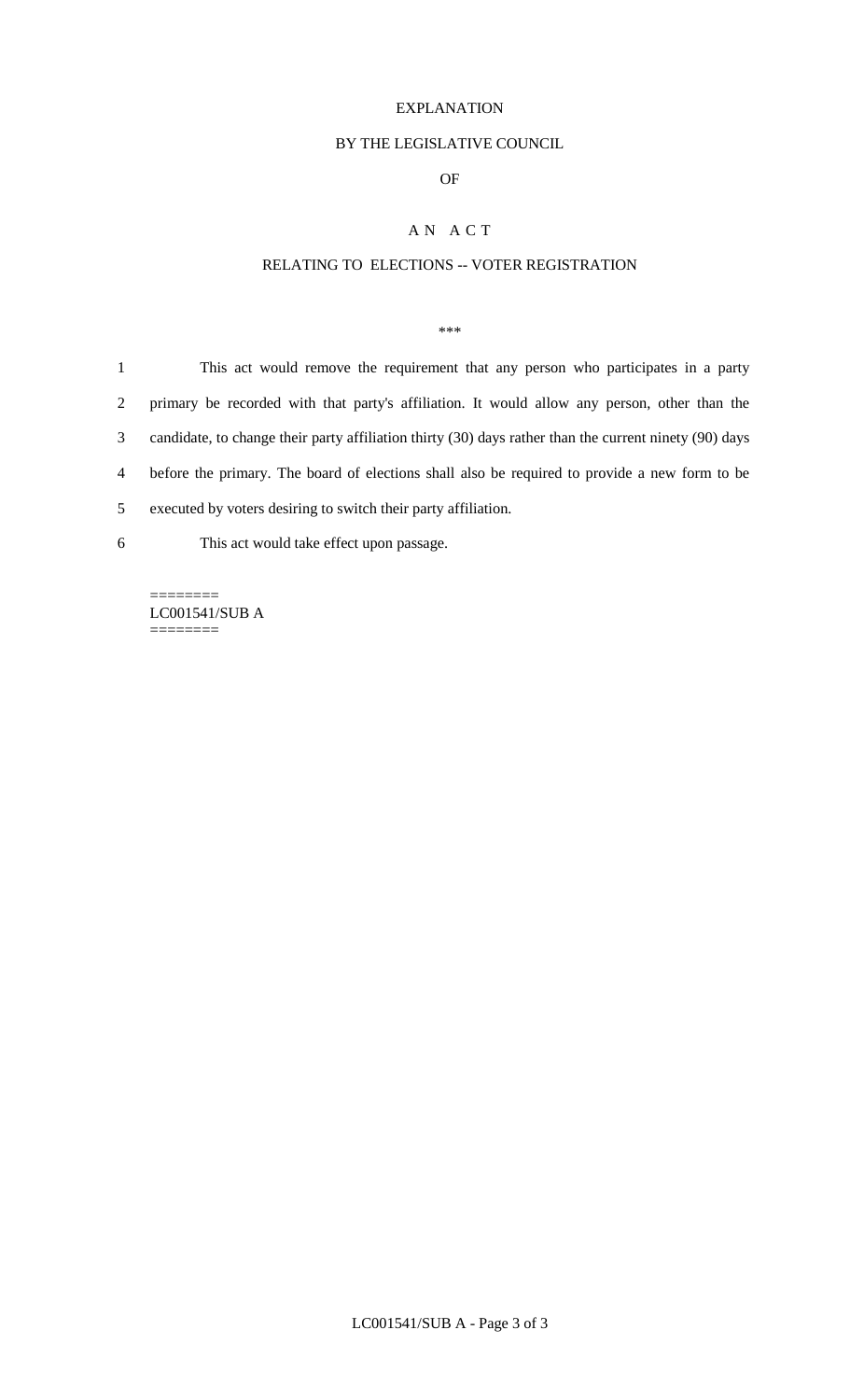EXPLANATION

BY THE LEGISLATIVE COUNCIL

OF

A N A C T

RELATING TO ELECTIONS -- VOTER REGISTRATION

\*\*\*

This act would remove the requirement that any person who participates in a party primary be recorded with that party's affiliation. It would allow any person, other than the candidate, to change their party affiliation thirty (30) days rather than the current ninety (90) days before the primary. The board of elections shall also be required to provide a new form to be executed by voters desiring to switch their party affiliation.

This act would take effect upon passage.

========
LC001541/SUB A
========